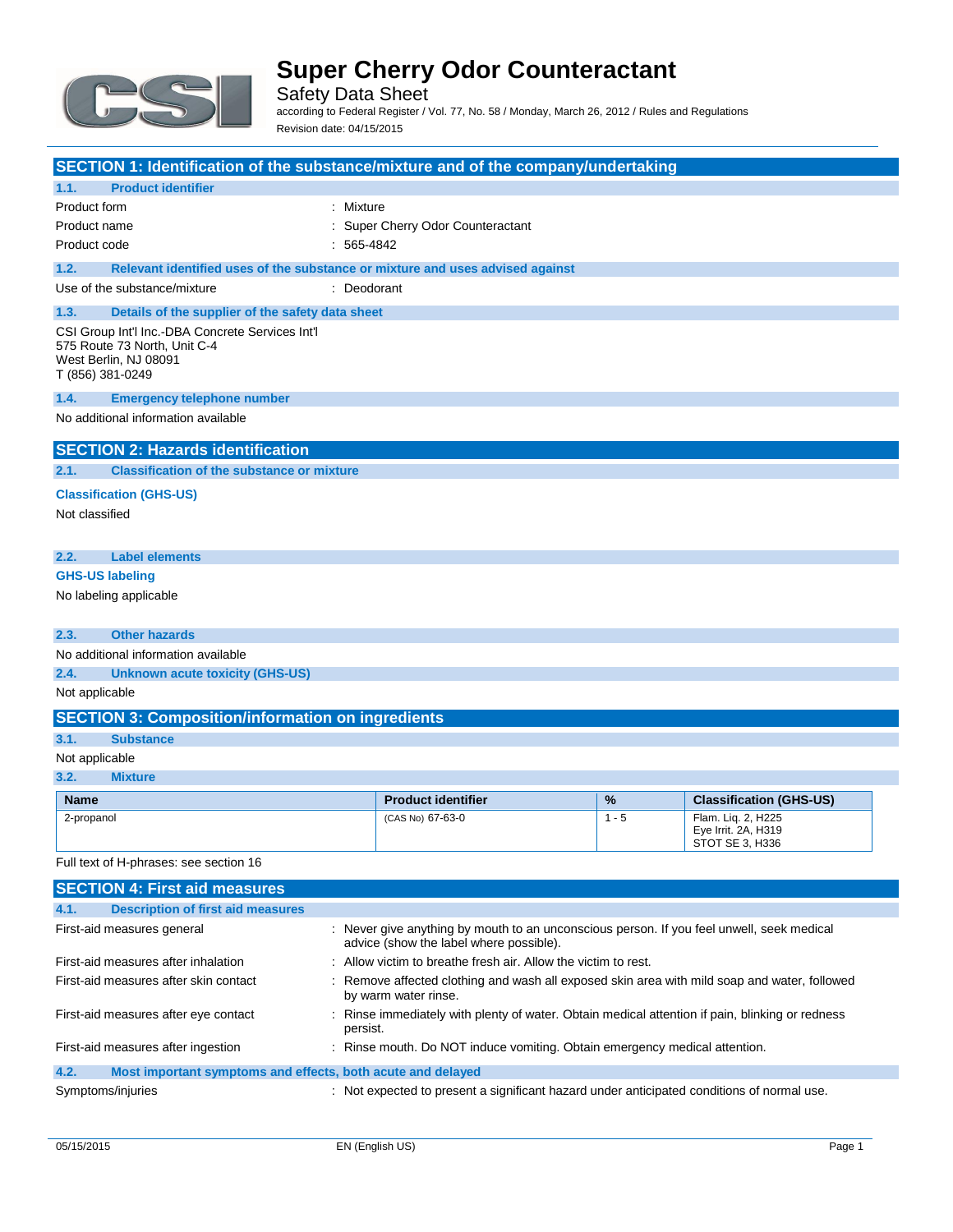# Super Cherry Odor Counteractant

Safety Data Sheet

according to Federal Register / Vol. 77, No. 58 / Monday, March 26, 2012 / Rules and Regulations

Revision date: 04/15/2015

## SECTION 1: Identification of the substance/mixture and of the company/undertaking

### 1.1. Product identifier

| | |
|---|---|
| Product form | : Mixture |
| Product name | : Super Cherry Odor Counteractant |
| Product code | : 565-4842 |

### 1.2. Relevant identified uses of the substance or mixture and uses advised against

| | |
|---|---|
| Use of the substance/mixture | : Deodorant |

### 1.3. Details of the supplier of the safety data sheet

CSI Group Int'l Inc.-DBA Concrete Services Int'l
575 Route 73 North, Unit C-4
West Berlin, NJ 08091
T (856) 381-0249

### 1.4. Emergency telephone number

No additional information available

## SECTION 2: Hazards identification

### 2.1. Classification of the substance or mixture

**Classification (GHS-US)**

Not classified

### 2.2. Label elements

**GHS-US labeling**

No labeling applicable

### 2.3. Other hazards

No additional information available

### 2.4. Unknown acute toxicity (GHS-US)

Not applicable

## SECTION 3: Composition/information on ingredients

### 3.1. Substance

Not applicable

### 3.2. Mixture

| Name | Product identifier | % | Classification (GHS-US) |
|---|---|---|---|
| 2-propanol | (CAS No) 67-63-0 | 1 - 5 | Flam. Liq. 2, H225<br>Eye Irrit. 2A, H319<br>STOT SE 3, H336 |

Full text of H-phrases: see section 16

## SECTION 4: First aid measures

### 4.1. Description of first aid measures

| | |
|---|---|
| First-aid measures general | : Never give anything by mouth to an unconscious person. If you feel unwell, seek medical advice (show the label where possible). |
| First-aid measures after inhalation | : Allow victim to breathe fresh air. Allow the victim to rest. |
| First-aid measures after skin contact | : Remove affected clothing and wash all exposed skin area with mild soap and water, followed by warm water rinse. |
| First-aid measures after eye contact | : Rinse immediately with plenty of water. Obtain medical attention if pain, blinking or redness persist. |
| First-aid measures after ingestion | : Rinse mouth. Do NOT induce vomiting. Obtain emergency medical attention. |

### 4.2. Most important symptoms and effects, both acute and delayed

| | |
|---|---|
| Symptoms/injuries | : Not expected to present a significant hazard under anticipated conditions of normal use. |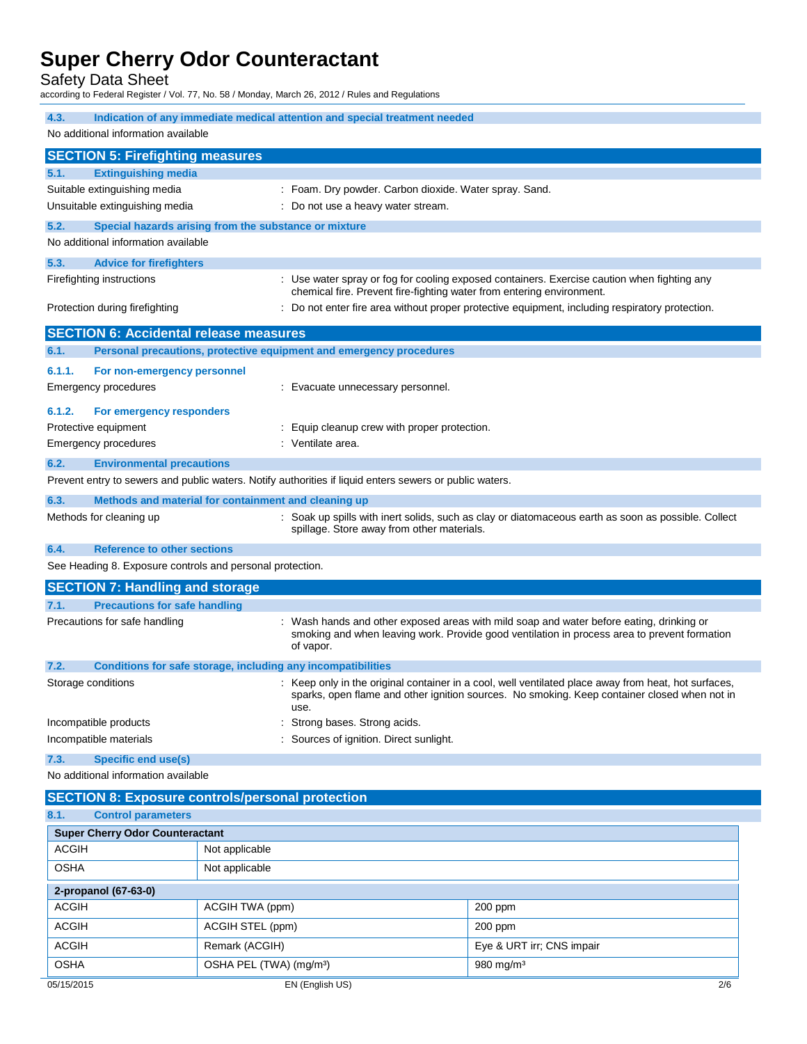### 4.3. Indication of any immediate medical attention and special treatment needed

No additional information available

## SECTION 5: Firefighting measures

### 5.1. Extinguishing media

Suitable extinguishing media : Foam. Dry powder. Carbon dioxide. Water spray. Sand.

Unsuitable extinguishing media : Do not use a heavy water stream.

### 5.2. Special hazards arising from the substance or mixture

No additional information available

### 5.3. Advice for firefighters

Firefighting instructions : Use water spray or fog for cooling exposed containers. Exercise caution when fighting any chemical fire. Prevent fire-fighting water from entering environment.

Protection during firefighting : Do not enter fire area without proper protective equipment, including respiratory protection.

## SECTION 6: Accidental release measures

### 6.1. Personal precautions, protective equipment and emergency procedures

#### 6.1.1. For non-emergency personnel

Emergency procedures : Evacuate unnecessary personnel.

#### 6.1.2. For emergency responders

Protective equipment : Equip cleanup crew with proper protection.

Emergency procedures : Ventilate area.

### 6.2. Environmental precautions

Prevent entry to sewers and public waters. Notify authorities if liquid enters sewers or public waters.

### 6.3. Methods and material for containment and cleaning up

Methods for cleaning up : Soak up spills with inert solids, such as clay or diatomaceous earth as soon as possible. Collect spillage. Store away from other materials.

### 6.4. Reference to other sections

See Heading 8. Exposure controls and personal protection.

## SECTION 7: Handling and storage

### 7.1. Precautions for safe handling

Precautions for safe handling : Wash hands and other exposed areas with mild soap and water before eating, drinking or smoking and when leaving work. Provide good ventilation in process area to prevent formation of vapor.

### 7.2. Conditions for safe storage, including any incompatibilities

Storage conditions : Keep only in the original container in a cool, well ventilated place away from heat, hot surfaces, sparks, open flame and other ignition sources. No smoking. Keep container closed when not in use.

Incompatible products : Strong bases. Strong acids.

Incompatible materials : Sources of ignition. Direct sunlight.

### 7.3. Specific end use(s)

No additional information available

## SECTION 8: Exposure controls/personal protection

### 8.1. Control parameters

| Super Cherry Odor Counteractant | | |
|---|---|---|
| ACGIH | Not applicable | |
| OSHA | Not applicable | |

| 2-propanol (67-63-0) | | |
|---|---|---|
| ACGIH | ACGIH TWA (ppm) | 200 ppm |
| ACGIH | ACGIH STEL (ppm) | 200 ppm |
| ACGIH | Remark (ACGIH) | Eye & URT irr; CNS impair |
| OSHA | OSHA PEL (TWA) (mg/m³) | 980 mg/m³ |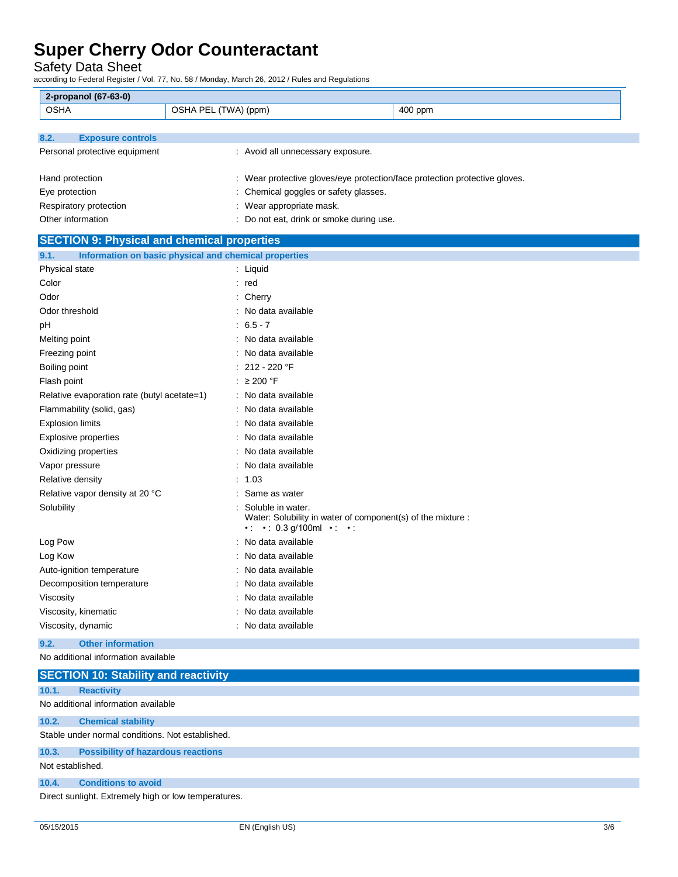| 2-propanol (67-63-0) | | |
|---|---|---|
| OSHA | OSHA PEL (TWA) (ppm) | 400 ppm |

### 8.2. Exposure controls

Personal protective equipment : Avoid all unnecessary exposure.

Hand protection : Wear protective gloves/eye protection/face protection protective gloves.

Eye protection : Chemical goggles or safety glasses.

Respiratory protection : Wear appropriate mask.

Other information : Do not eat, drink or smoke during use.

## SECTION 9: Physical and chemical properties

### 9.1. Information on basic physical and chemical properties

Physical state : Liquid

Color : red

Odor : Cherry

Odor threshold : No data available

pH : 6.5 - 7

Melting point : No data available

Freezing point : No data available

Boiling point : 212 - 220 °F

Flash point : ≥ 200 °F

Relative evaporation rate (butyl acetate=1) : No data available

Flammability (solid, gas) : No data available

Explosion limits : No data available

Explosive properties : No data available

Oxidizing properties : No data available

Vapor pressure : No data available

Relative density : 1.03

Relative vapor density at 20 °C : Same as water

Solubility : Soluble in water.
Water: Solubility in water of component(s) of the mixture :
• : • : 0.3 g/100ml • : • :

Log Pow : No data available

Log Kow : No data available

Auto-ignition temperature : No data available

Decomposition temperature : No data available

Viscosity : No data available

Viscosity, kinematic : No data available

Viscosity, dynamic : No data available

### 9.2. Other information

No additional information available

## SECTION 10: Stability and reactivity

### 10.1. Reactivity

No additional information available

### 10.2. Chemical stability

Stable under normal conditions. Not established.

### 10.3. Possibility of hazardous reactions

Not established.

### 10.4. Conditions to avoid

Direct sunlight. Extremely high or low temperatures.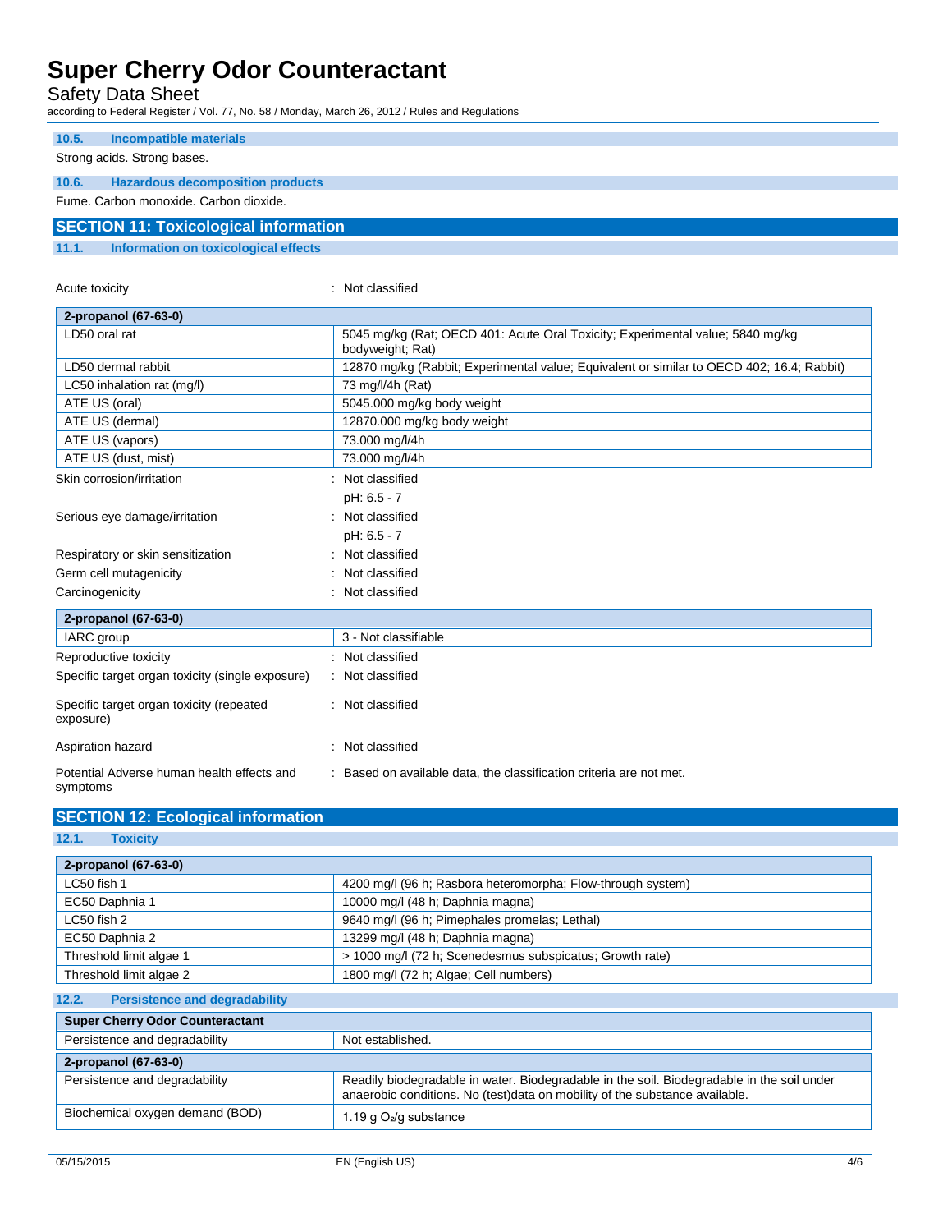### 10.5. Incompatible materials

Strong acids. Strong bases.

### 10.6. Hazardous decomposition products

Fume. Carbon monoxide. Carbon dioxide.

## SECTION 11: Toxicological information

### 11.1. Information on toxicological effects

Acute toxicity : Not classified

| 2-propanol (67-63-0) | |
|---|---|
| LD50 oral rat | 5045 mg/kg (Rat; OECD 401: Acute Oral Toxicity; Experimental value; 5840 mg/kg bodyweight; Rat) |
| LD50 dermal rabbit | 12870 mg/kg (Rabbit; Experimental value; Equivalent or similar to OECD 402; 16.4; Rabbit) |
| LC50 inhalation rat (mg/l) | 73 mg/l/4h (Rat) |
| ATE US (oral) | 5045.000 mg/kg body weight |
| ATE US (dermal) | 12870.000 mg/kg body weight |
| ATE US (vapors) | 73.000 mg/l/4h |
| ATE US (dust, mist) | 73.000 mg/l/4h |

Skin corrosion/irritation : Not classified

pH: 6.5 - 7

Serious eye damage/irritation : Not classified

pH: 6.5 - 7

Respiratory or skin sensitization : Not classified

Germ cell mutagenicity : Not classified

Carcinogenicity : Not classified

| 2-propanol (67-63-0) | |
|---|---|
| IARC group | 3 - Not classifiable |

Reproductive toxicity : Not classified

Specific target organ toxicity (single exposure) : Not classified

Specific target organ toxicity (repeated exposure) : Not classified

Aspiration hazard : Not classified

Potential Adverse human health effects and symptoms : Based on available data, the classification criteria are not met.

## SECTION 12: Ecological information

### 12.1. Toxicity

| 2-propanol (67-63-0) | |
|---|---|
| LC50 fish 1 | 4200 mg/l (96 h; Rasbora heteromorpha; Flow-through system) |
| EC50 Daphnia 1 | 10000 mg/l (48 h; Daphnia magna) |
| LC50 fish 2 | 9640 mg/l (96 h; Pimephales promelas; Lethal) |
| EC50 Daphnia 2 | 13299 mg/l (48 h; Daphnia magna) |
| Threshold limit algae 1 | > 1000 mg/l (72 h; Scenedesmus subspicatus; Growth rate) |
| Threshold limit algae 2 | 1800 mg/l (72 h; Algae; Cell numbers) |

### 12.2. Persistence and degradability

| Super Cherry Odor Counteractant | |
|---|---|
| Persistence and degradability | Not established. |
| **2-propanol (67-63-0)** | |
| Persistence and degradability | Readily biodegradable in water. Biodegradable in the soil. Biodegradable in the soil under anaerobic conditions. No (test)data on mobility of the substance available. |
| Biochemical oxygen demand (BOD) | 1.19 g $O_2$/g substance |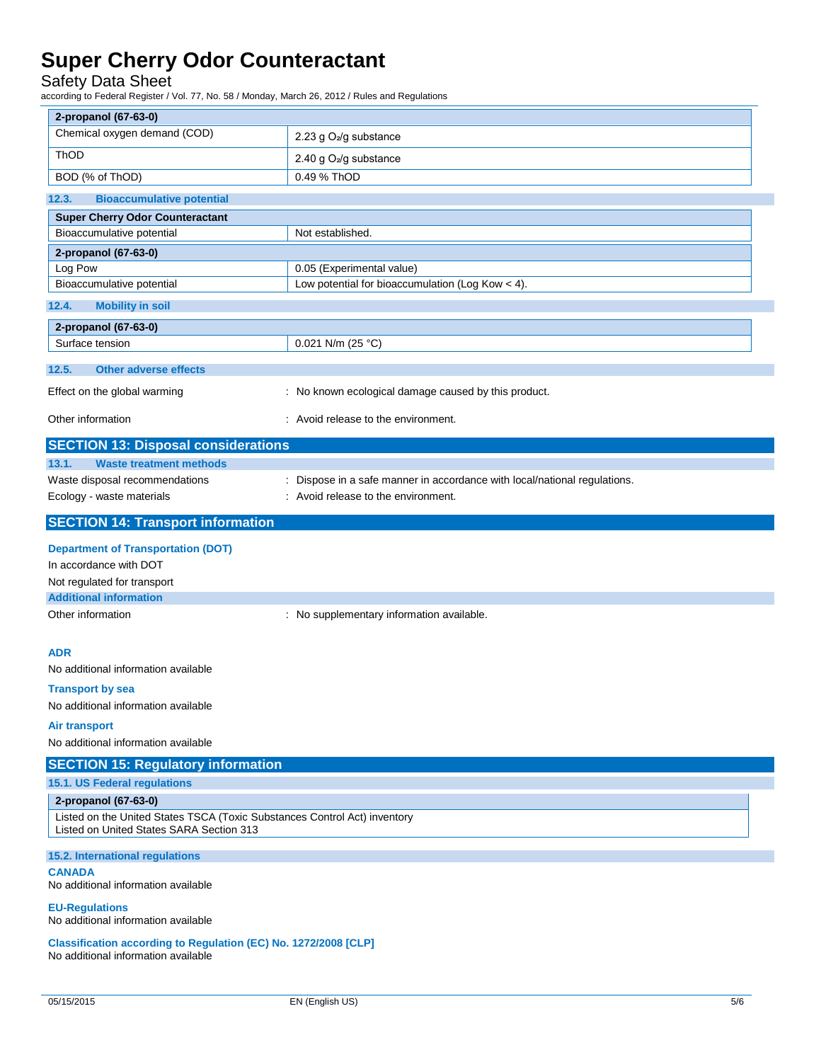| 2-propanol (67-63-0) | |
|---|---|
| Chemical oxygen demand (COD) | 2.23 g $O_2$/g substance |
| ThOD | 2.40 g $O_2$/g substance |
| BOD (% of ThOD) | 0.49 % ThOD |

### 12.3. Bioaccumulative potential

| Super Cherry Odor Counteractant | |
|---|---|
| Bioaccumulative potential | Not established. |

| 2-propanol (67-63-0) | |
|---|---|
| Log Pow | 0.05 (Experimental value) |
| Bioaccumulative potential | Low potential for bioaccumulation (Log Kow < 4). |

### 12.4. Mobility in soil

| 2-propanol (67-63-0) | |
|---|---|
| Surface tension | 0.021 N/m (25 °C) |

### 12.5. Other adverse effects

Effect on the global warming : No known ecological damage caused by this product.

Other information : Avoid release to the environment.

## SECTION 13: Disposal considerations

### 13.1. Waste treatment methods

Waste disposal recommendations : Dispose in a safe manner in accordance with local/national regulations.

Ecology - waste materials : Avoid release to the environment.

## SECTION 14: Transport information

**Department of Transportation (DOT)**

In accordance with DOT

Not regulated for transport

**Additional information**

Other information : No supplementary information available.

**ADR**

No additional information available

**Transport by sea**

No additional information available

**Air transport**

No additional information available

## SECTION 15: Regulatory information

### 15.1. US Federal regulations

| 2-propanol (67-63-0) |
|---|
| Listed on the United States TSCA (Toxic Substances Control Act) inventory<br>Listed on United States SARA Section 313 |

### 15.2. International regulations

**CANADA**

No additional information available

**EU-Regulations**

No additional information available

**Classification according to Regulation (EC) No. 1272/2008 [CLP]**

No additional information available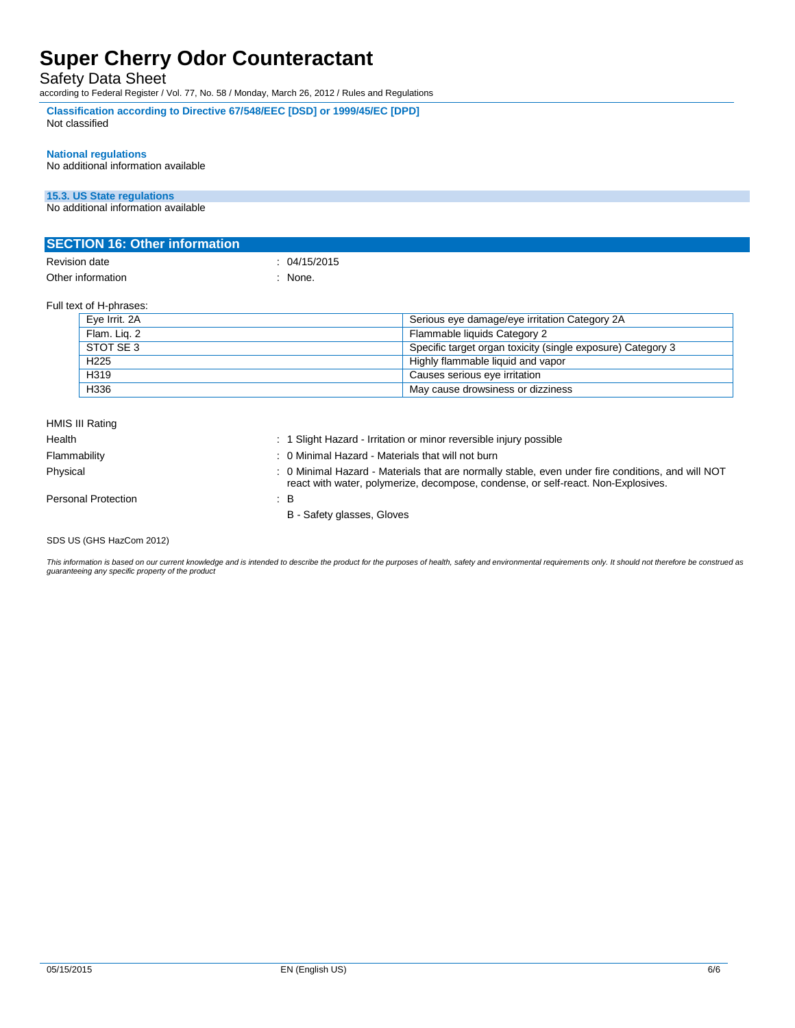**Classification according to Directive 67/548/EEC [DSD] or 1999/45/EC [DPD]**

Not classified

**National regulations**

No additional information available

### 15.3. US State regulations

No additional information available

## SECTION 16: Other information

Revision date : 04/15/2015

Other information : None.

Full text of H-phrases:

| | |
|---|---|
| Eye Irrit. 2A | Serious eye damage/eye irritation Category 2A |
| Flam. Liq. 2 | Flammable liquids Category 2 |
| STOT SE 3 | Specific target organ toxicity (single exposure) Category 3 |
| H225 | Highly flammable liquid and vapor |
| H319 | Causes serious eye irritation |
| H336 | May cause drowsiness or dizziness |

HMIS III Rating

Health : 1 Slight Hazard - Irritation or minor reversible injury possible

Flammability : 0 Minimal Hazard - Materials that will not burn

Physical : 0 Minimal Hazard - Materials that are normally stable, even under fire conditions, and will NOT react with water, polymerize, decompose, condense, or self-react. Non-Explosives.

Personal Protection : B

B - Safety glasses, Gloves

SDS US (GHS HazCom 2012)

*This information is based on our current knowledge and is intended to describe the product for the purposes of health, safety and environmental requirements only. It should not therefore be construed as guaranteeing any specific property of the product*